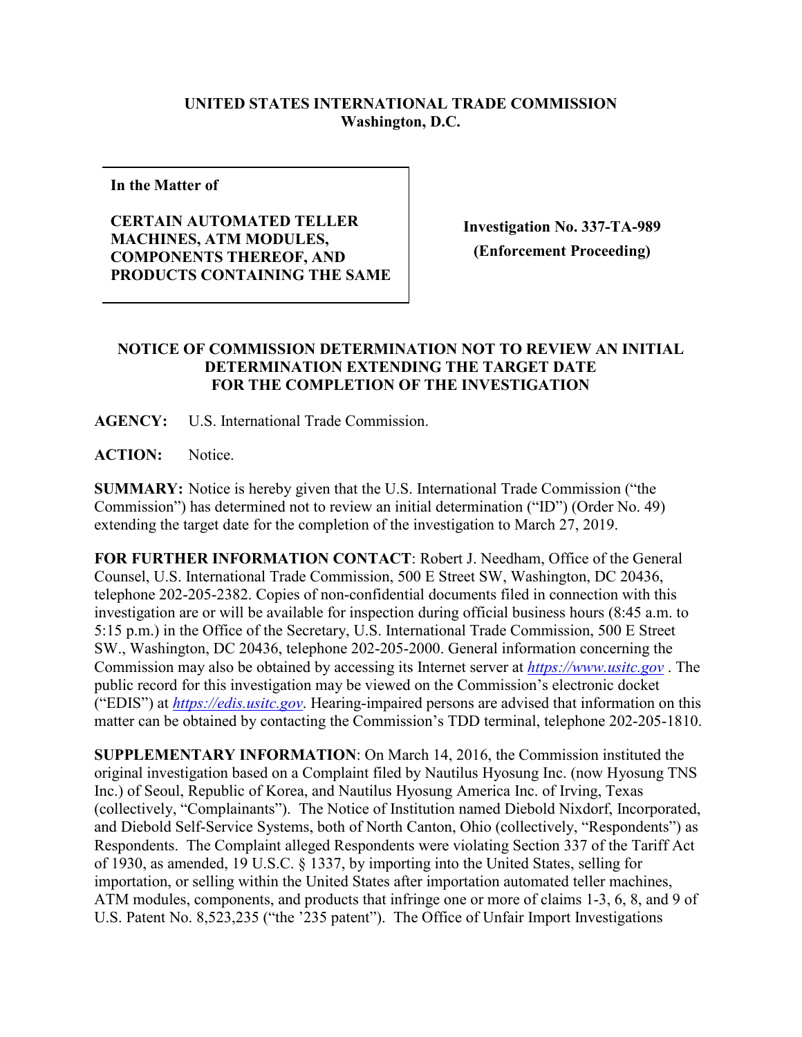**UNITED STATES INTERNATIONAL TRADE COMMISSION**
**Washington, D.C.**

| **In the Matter of**<br><br>**CERTAIN AUTOMATED TELLER MACHINES, ATM MODULES, COMPONENTS THEREOF, AND PRODUCTS CONTAINING THE SAME** | **Investigation No. 337-TA-989**<br>**(Enforcement Proceeding)** |
|---|---|

**NOTICE OF COMMISSION DETERMINATION NOT TO REVIEW AN INITIAL DETERMINATION EXTENDING THE TARGET DATE FOR THE COMPLETION OF THE INVESTIGATION**

**AGENCY:** U.S. International Trade Commission.

**ACTION:** Notice.

**SUMMARY:** Notice is hereby given that the U.S. International Trade Commission ("the Commission") has determined not to review an initial determination ("ID") (Order No. 49) extending the target date for the completion of the investigation to March 27, 2019.

**FOR FURTHER INFORMATION CONTACT**: Robert J. Needham, Office of the General Counsel, U.S. International Trade Commission, 500 E Street SW, Washington, DC 20436, telephone 202-205-2382. Copies of non-confidential documents filed in connection with this investigation are or will be available for inspection during official business hours (8:45 a.m. to 5:15 p.m.) in the Office of the Secretary, U.S. International Trade Commission, 500 E Street SW., Washington, DC 20436, telephone 202-205-2000. General information concerning the Commission may also be obtained by accessing its Internet server at *https://www.usitc.gov* . The public record for this investigation may be viewed on the Commission's electronic docket ("EDIS") at *https://edis.usitc.gov*. Hearing-impaired persons are advised that information on this matter can be obtained by contacting the Commission's TDD terminal, telephone 202-205-1810.

**SUPPLEMENTARY INFORMATION**: On March 14, 2016, the Commission instituted the original investigation based on a Complaint filed by Nautilus Hyosung Inc. (now Hyosung TNS Inc.) of Seoul, Republic of Korea, and Nautilus Hyosung America Inc. of Irving, Texas (collectively, "Complainants"). The Notice of Institution named Diebold Nixdorf, Incorporated, and Diebold Self-Service Systems, both of North Canton, Ohio (collectively, "Respondents") as Respondents. The Complaint alleged Respondents were violating Section 337 of the Tariff Act of 1930, as amended, 19 U.S.C. § 1337, by importing into the United States, selling for importation, or selling within the United States after importation automated teller machines, ATM modules, components, and products that infringe one or more of claims 1-3, 6, 8, and 9 of U.S. Patent No. 8,523,235 ("the '235 patent"). The Office of Unfair Import Investigations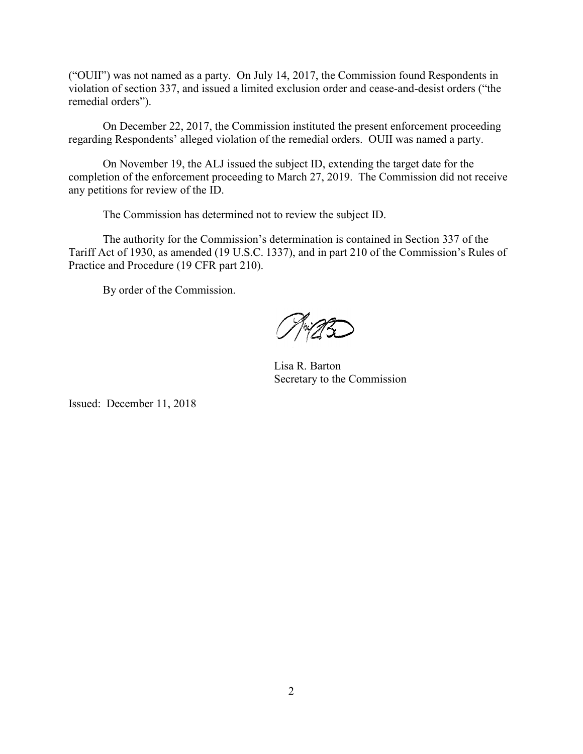("OUII") was not named as a party. On July 14, 2017, the Commission found Respondents in violation of section 337, and issued a limited exclusion order and cease-and-desist orders ("the remedial orders").

On December 22, 2017, the Commission instituted the present enforcement proceeding regarding Respondents' alleged violation of the remedial orders. OUII was named a party.

On November 19, the ALJ issued the subject ID, extending the target date for the completion of the enforcement proceeding to March 27, 2019. The Commission did not receive any petitions for review of the ID.

The Commission has determined not to review the subject ID.

The authority for the Commission's determination is contained in Section 337 of the Tariff Act of 1930, as amended (19 U.S.C. 1337), and in part 210 of the Commission's Rules of Practice and Procedure (19 CFR part 210).

By order of the Commission.

Lisa R. Barton
Secretary to the Commission

Issued: December 11, 2018